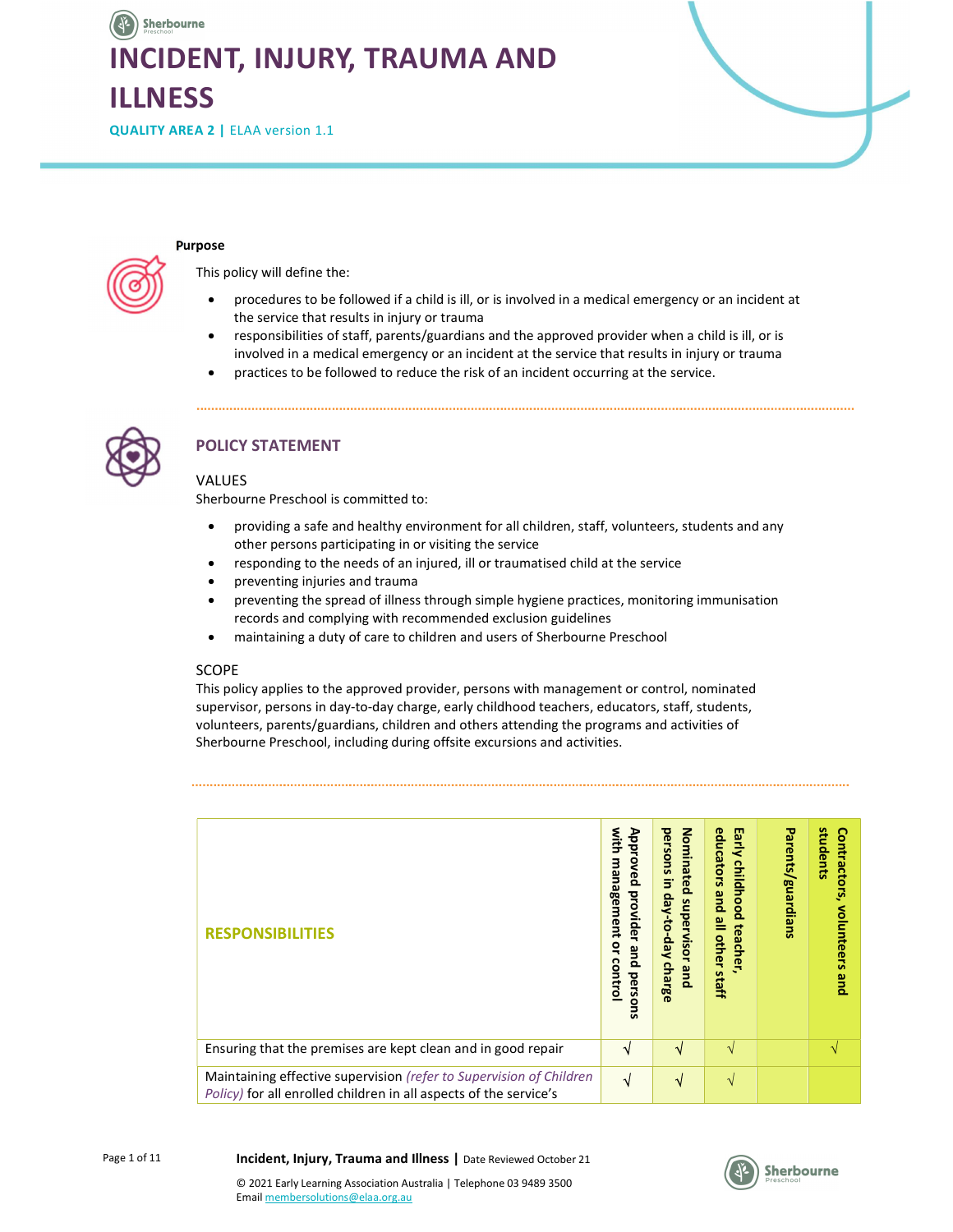# INCIDENT, INJURY, TRAUMA AND ILLNESS

**QUALITY AREA 2 |** ELAA version 1.1

**Purpose**

This policy will define the:

- procedures to be followed if a child is ill, or is involved in a medical emergency or an incident at the service that results in injury or trauma
- responsibilities of staff, parents/guardians and the approved provider when a child is ill, or is involved in a medical emergency or an incident at the service that results in injury or trauma
- practices to be followed to reduce the risk of an incident occurring at the service.

## POLICY STATEMENT

### VALUES

Sherbourne Preschool is committed to:

- providing a safe and healthy environment for all children, staff, volunteers, students and any other persons participating in or visiting the service
- responding to the needs of an injured, ill or traumatised child at the service
- preventing injuries and trauma
- preventing the spread of illness through simple hygiene practices, monitoring immunisation records and complying with recommended exclusion guidelines
- maintaining a duty of care to children and users of Sherbourne Preschool

### SCOPE

This policy applies to the approved provider, persons with management or control, nominated supervisor, persons in day-to-day charge, early childhood teachers, educators, staff, students, volunteers, parents/guardians, children and others attending the programs and activities of Sherbourne Preschool, including during offsite excursions and activities.

| RESPONSIBILITIES | Approved provider and persons with management or control | Nominated supervisor and persons in day-to-day charge | Early childhood teacher, educators and all other staff | Parents/guardians | Contractors, volunteers and students |
|---|---|---|---|---|---|
| Ensuring that the premises are kept clean and in good repair | √ | √ | √ | | √ |
| Maintaining effective supervision *(refer to Supervision of Children Policy)* for all enrolled children in all aspects of the service's | √ | √ | √ | | |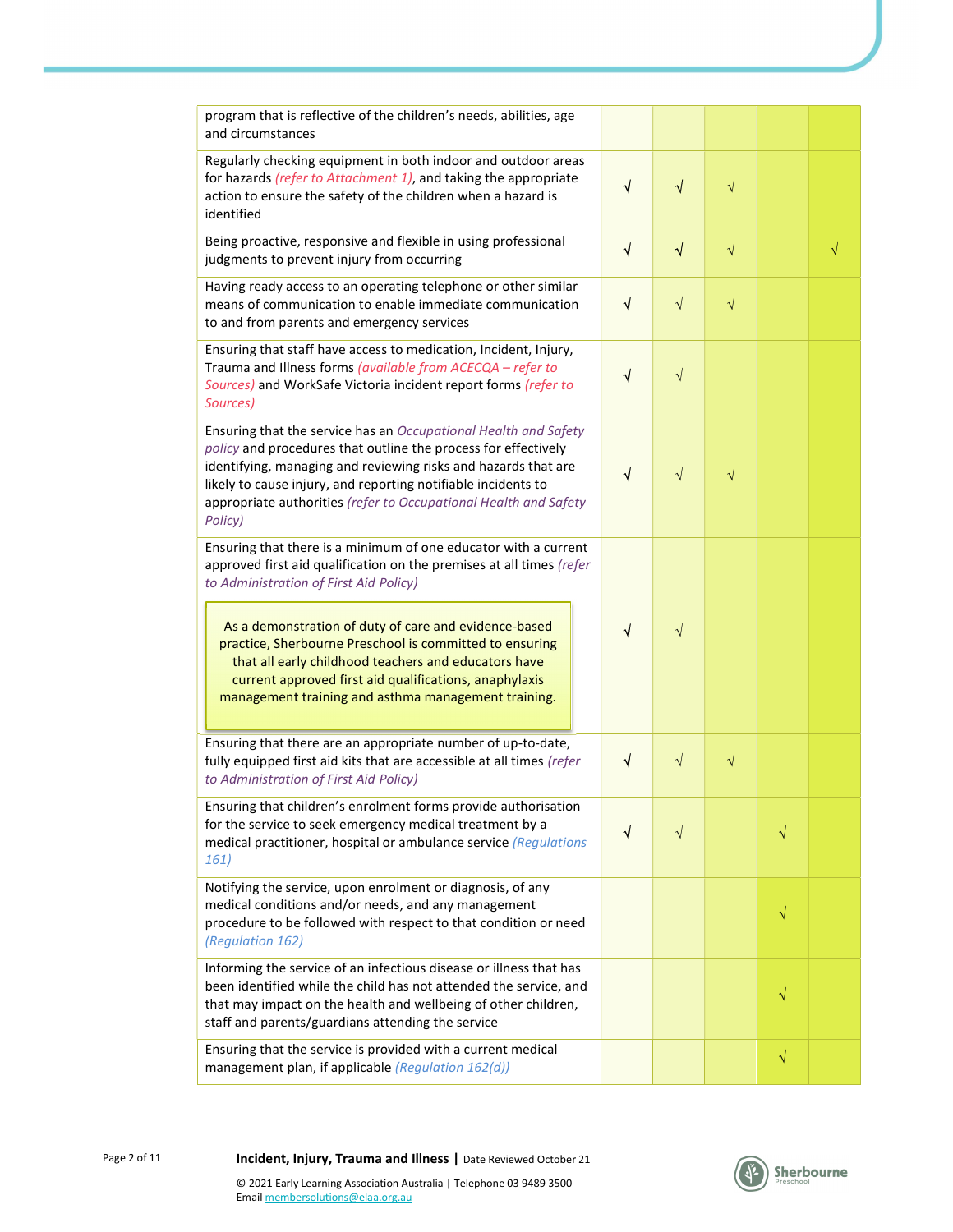| | | | | | |
|---|---|---|---|---|---|
| program that is reflective of the children's needs, abilities, age and circumstances | | | | | |
| Regularly checking equipment in both indoor and outdoor areas for hazards *(refer to Attachment 1)*, and taking the appropriate action to ensure the safety of the children when a hazard is identified | √ | √ | √ | | |
| Being proactive, responsive and flexible in using professional judgments to prevent injury from occurring | √ | √ | √ | | √ |
| Having ready access to an operating telephone or other similar means of communication to enable immediate communication to and from parents and emergency services | √ | √ | √ | | |
| Ensuring that staff have access to medication, Incident, Injury, Trauma and Illness forms *(available from ACECQA – refer to Sources)* and WorkSafe Victoria incident report forms *(refer to Sources)* | √ | √ | | | |
| Ensuring that the service has an *Occupational Health and Safety policy* and procedures that outline the process for effectively identifying, managing and reviewing risks and hazards that are likely to cause injury, and reporting notifiable incidents to appropriate authorities *(refer to Occupational Health and Safety Policy)* | √ | √ | √ | | |
| Ensuring that there is a minimum of one educator with a current approved first aid qualification on the premises at all times *(refer to Administration of First Aid Policy)*<br><br>As a demonstration of duty of care and evidence-based practice, Sherbourne Preschool is committed to ensuring that all early childhood teachers and educators have current approved first aid qualifications, anaphylaxis management training and asthma management training. | √ | √ | | | |
| Ensuring that there are an appropriate number of up-to-date, fully equipped first aid kits that are accessible at all times *(refer to Administration of First Aid Policy)* | √ | √ | √ | | |
| Ensuring that children's enrolment forms provide authorisation for the service to seek emergency medical treatment by a medical practitioner, hospital or ambulance service *(Regulations 161)* | √ | √ | | √ | |
| Notifying the service, upon enrolment or diagnosis, of any medical conditions and/or needs, and any management procedure to be followed with respect to that condition or need *(Regulation 162)* | | | | √ | |
| Informing the service of an infectious disease or illness that has been identified while the child has not attended the service, and that may impact on the health and wellbeing of other children, staff and parents/guardians attending the service | | | | √ | |
| Ensuring that the service is provided with a current medical management plan, if applicable *(Regulation 162(d))* | | | | √ | |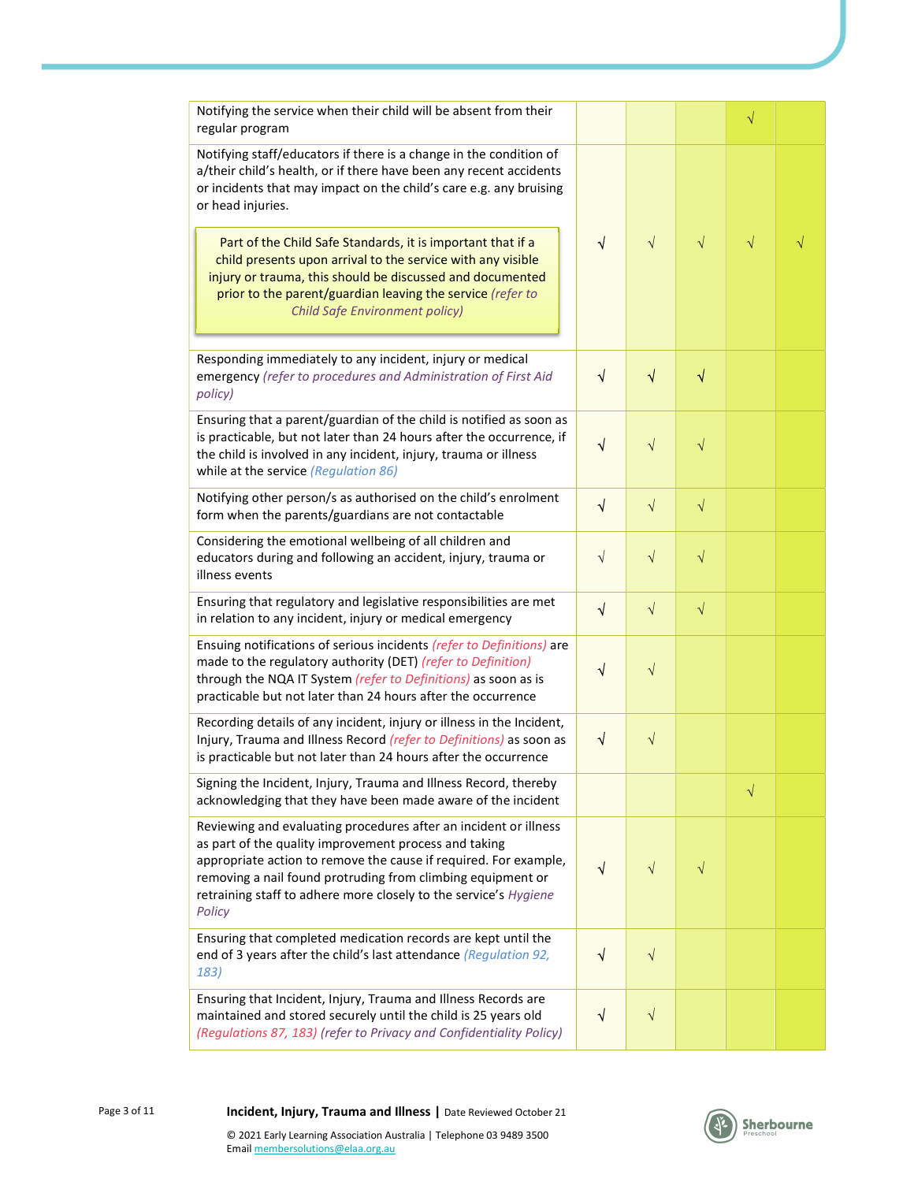| | | | | | |
|---|---|---|---|---|---|
| Notifying the service when their child will be absent from their regular program | | | | √ | |
| Notifying staff/educators if there is a change in the condition of a/their child's health, or if there have been any recent accidents or incidents that may impact on the child's care e.g. any bruising or head injuries.<br><br>Part of the Child Safe Standards, it is important that if a child presents upon arrival to the service with any visible injury or trauma, this should be discussed and documented prior to the parent/guardian leaving the service *(refer to Child Safe Environment policy)* | √ | √ | √ | √ | √ |
| Responding immediately to any incident, injury or medical emergency *(refer to procedures and Administration of First Aid policy)* | √ | √ | √ | | |
| Ensuring that a parent/guardian of the child is notified as soon as is practicable, but not later than 24 hours after the occurrence, if the child is involved in any incident, injury, trauma or illness while at the service *(Regulation 86)* | √ | √ | √ | | |
| Notifying other person/s as authorised on the child's enrolment form when the parents/guardians are not contactable | √ | √ | √ | | |
| Considering the emotional wellbeing of all children and educators during and following an accident, injury, trauma or illness events | √ | √ | √ | | |
| Ensuring that regulatory and legislative responsibilities are met in relation to any incident, injury or medical emergency | √ | √ | √ | | |
| Ensuing notifications of serious incidents *(refer to Definitions)* are made to the regulatory authority (DET) *(refer to Definition)* through the NQA IT System *(refer to Definitions)* as soon as is practicable but not later than 24 hours after the occurrence | √ | √ | | | |
| Recording details of any incident, injury or illness in the Incident, Injury, Trauma and Illness Record *(refer to Definitions)* as soon as is practicable but not later than 24 hours after the occurrence | √ | √ | | | |
| Signing the Incident, Injury, Trauma and Illness Record, thereby acknowledging that they have been made aware of the incident | | | | √ | |
| Reviewing and evaluating procedures after an incident or illness as part of the quality improvement process and taking appropriate action to remove the cause if required. For example, removing a nail found protruding from climbing equipment or retraining staff to adhere more closely to the service's *Hygiene Policy* | √ | √ | √ | | |
| Ensuring that completed medication records are kept until the end of 3 years after the child's last attendance *(Regulation 92, 183)* | √ | √ | | | |
| Ensuring that Incident, Injury, Trauma and Illness Records are maintained and stored securely until the child is 25 years old *(Regulations 87, 183) (refer to Privacy and Confidentiality Policy)* | √ | √ | | | |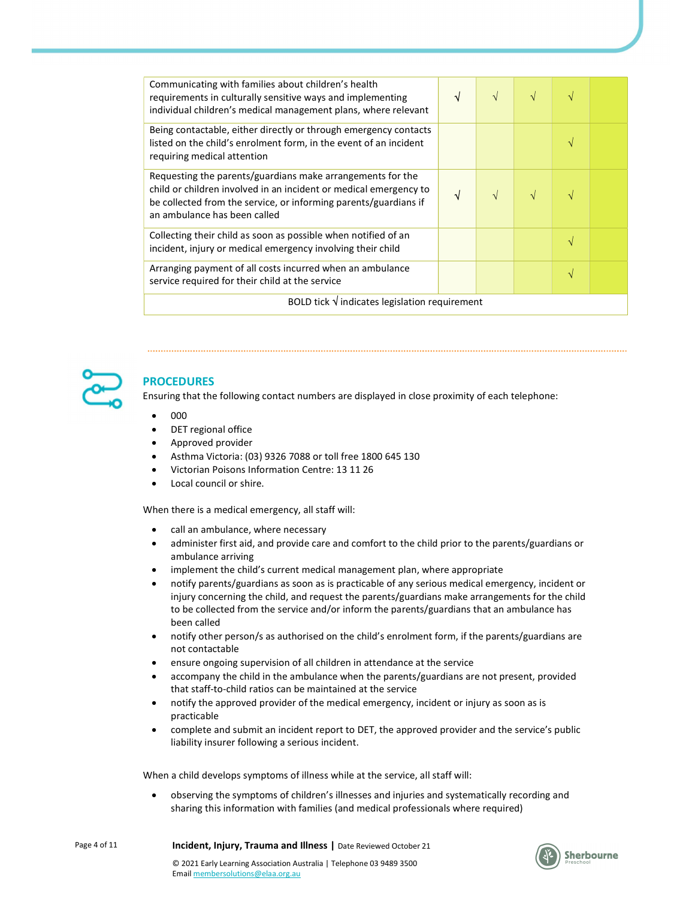| | | | | | |
|---|---|---|---|---|---|
| Communicating with families about children's health requirements in culturally sensitive ways and implementing individual children's medical management plans, where relevant | √ | √ | √ | √ | |
| Being contactable, either directly or through emergency contacts listed on the child's enrolment form, in the event of an incident requiring medical attention | | | | √ | |
| Requesting the parents/guardians make arrangements for the child or children involved in an incident or medical emergency to be collected from the service, or informing parents/guardians if an ambulance has been called | √ | √ | √ | √ | |
| Collecting their child as soon as possible when notified of an incident, injury or medical emergency involving their child | | | | √ | |
| Arranging payment of all costs incurred when an ambulance service required for their child at the service | | | | √ | |
| BOLD tick √ indicates legislation requirement | | | | | |

## PROCEDURES

Ensuring that the following contact numbers are displayed in close proximity of each telephone:

- 000
- DET regional office
- Approved provider
- Asthma Victoria: (03) 9326 7088 or toll free 1800 645 130
- Victorian Poisons Information Centre: 13 11 26
- Local council or shire.

When there is a medical emergency, all staff will:

- call an ambulance, where necessary
- administer first aid, and provide care and comfort to the child prior to the parents/guardians or ambulance arriving
- implement the child's current medical management plan, where appropriate
- notify parents/guardians as soon as is practicable of any serious medical emergency, incident or injury concerning the child, and request the parents/guardians make arrangements for the child to be collected from the service and/or inform the parents/guardians that an ambulance has been called
- notify other person/s as authorised on the child's enrolment form, if the parents/guardians are not contactable
- ensure ongoing supervision of all children in attendance at the service
- accompany the child in the ambulance when the parents/guardians are not present, provided that staff-to-child ratios can be maintained at the service
- notify the approved provider of the medical emergency, incident or injury as soon as is practicable
- complete and submit an incident report to DET, the approved provider and the service's public liability insurer following a serious incident.

When a child develops symptoms of illness while at the service, all staff will:

- observing the symptoms of children's illnesses and injuries and systematically recording and sharing this information with families (and medical professionals where required)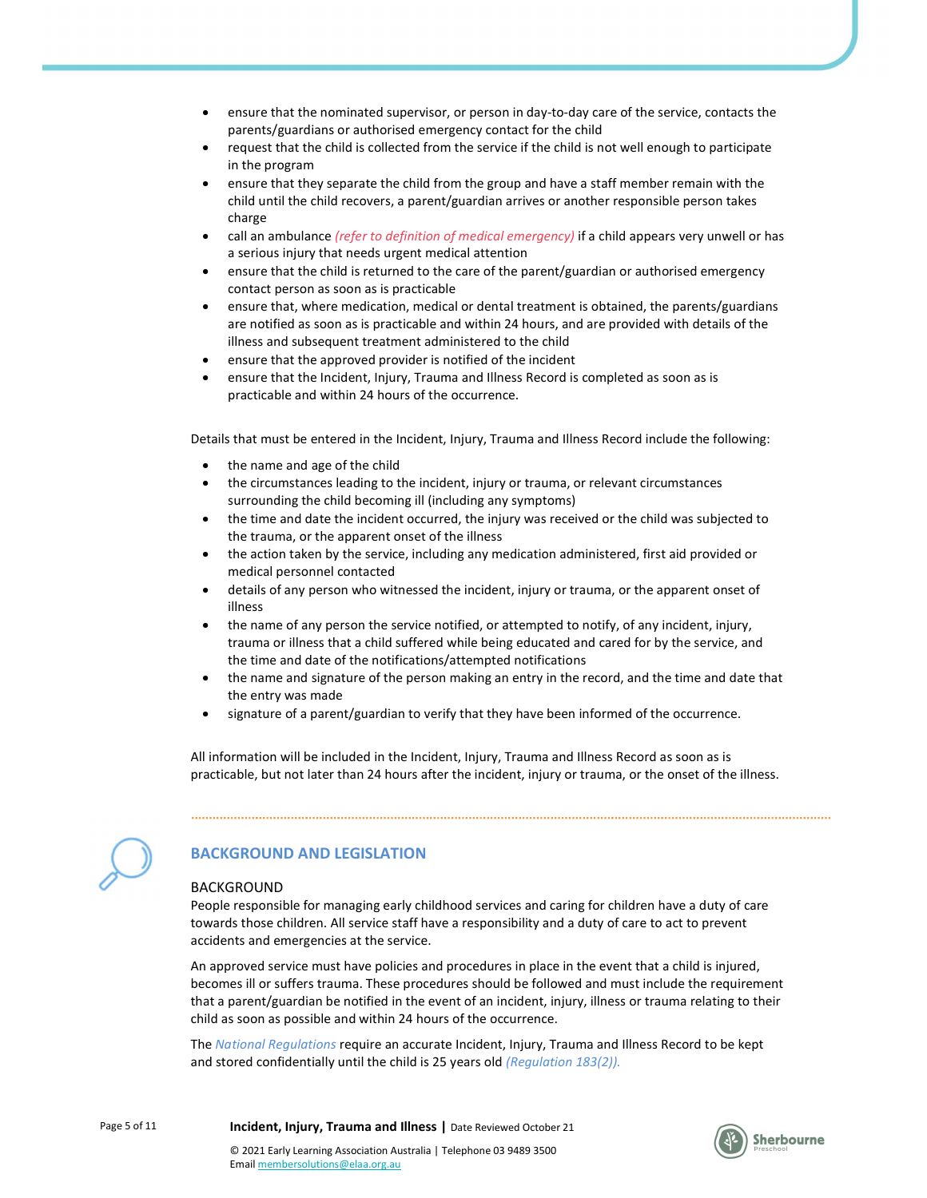- ensure that the nominated supervisor, or person in day-to-day care of the service, contacts the parents/guardians or authorised emergency contact for the child
- request that the child is collected from the service if the child is not well enough to participate in the program
- ensure that they separate the child from the group and have a staff member remain with the child until the child recovers, a parent/guardian arrives or another responsible person takes charge
- call an ambulance *(refer to definition of medical emergency)* if a child appears very unwell or has a serious injury that needs urgent medical attention
- ensure that the child is returned to the care of the parent/guardian or authorised emergency contact person as soon as is practicable
- ensure that, where medication, medical or dental treatment is obtained, the parents/guardians are notified as soon as is practicable and within 24 hours, and are provided with details of the illness and subsequent treatment administered to the child
- ensure that the approved provider is notified of the incident
- ensure that the Incident, Injury, Trauma and Illness Record is completed as soon as is practicable and within 24 hours of the occurrence.

Details that must be entered in the Incident, Injury, Trauma and Illness Record include the following:

- the name and age of the child
- the circumstances leading to the incident, injury or trauma, or relevant circumstances surrounding the child becoming ill (including any symptoms)
- the time and date the incident occurred, the injury was received or the child was subjected to the trauma, or the apparent onset of the illness
- the action taken by the service, including any medication administered, first aid provided or medical personnel contacted
- details of any person who witnessed the incident, injury or trauma, or the apparent onset of illness
- the name of any person the service notified, or attempted to notify, of any incident, injury, trauma or illness that a child suffered while being educated and cared for by the service, and the time and date of the notifications/attempted notifications
- the name and signature of the person making an entry in the record, and the time and date that the entry was made
- signature of a parent/guardian to verify that they have been informed of the occurrence.

All information will be included in the Incident, Injury, Trauma and Illness Record as soon as is practicable, but not later than 24 hours after the incident, injury or trauma, or the onset of the illness.

## BACKGROUND AND LEGISLATION

### BACKGROUND

People responsible for managing early childhood services and caring for children have a duty of care towards those children. All service staff have a responsibility and a duty of care to act to prevent accidents and emergencies at the service.

An approved service must have policies and procedures in place in the event that a child is injured, becomes ill or suffers trauma. These procedures should be followed and must include the requirement that a parent/guardian be notified in the event of an incident, injury, illness or trauma relating to their child as soon as possible and within 24 hours of the occurrence.

The *National Regulations* require an accurate Incident, Injury, Trauma and Illness Record to be kept and stored confidentially until the child is 25 years old *(Regulation 183(2)).*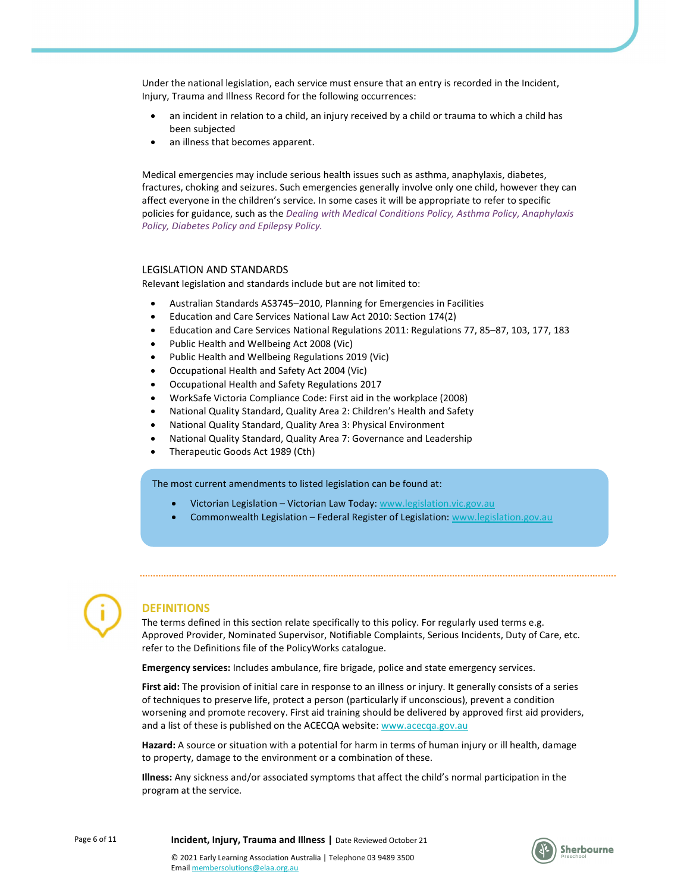Under the national legislation, each service must ensure that an entry is recorded in the Incident, Injury, Trauma and Illness Record for the following occurrences:

- an incident in relation to a child, an injury received by a child or trauma to which a child has been subjected
- an illness that becomes apparent.

Medical emergencies may include serious health issues such as asthma, anaphylaxis, diabetes, fractures, choking and seizures. Such emergencies generally involve only one child, however they can affect everyone in the children's service. In some cases it will be appropriate to refer to specific policies for guidance, such as the *Dealing with Medical Conditions Policy, Asthma Policy, Anaphylaxis Policy, Diabetes Policy and Epilepsy Policy.*

### LEGISLATION AND STANDARDS

Relevant legislation and standards include but are not limited to:

- Australian Standards AS3745–2010, Planning for Emergencies in Facilities
- Education and Care Services National Law Act 2010: Section 174(2)
- Education and Care Services National Regulations 2011: Regulations 77, 85–87, 103, 177, 183
- Public Health and Wellbeing Act 2008 (Vic)
- Public Health and Wellbeing Regulations 2019 (Vic)
- Occupational Health and Safety Act 2004 (Vic)
- Occupational Health and Safety Regulations 2017
- WorkSafe Victoria Compliance Code: First aid in the workplace (2008)
- National Quality Standard, Quality Area 2: Children's Health and Safety
- National Quality Standard, Quality Area 3: Physical Environment
- National Quality Standard, Quality Area 7: Governance and Leadership
- Therapeutic Goods Act 1989 (Cth)

The most current amendments to listed legislation can be found at:

- Victorian Legislation – Victorian Law Today: www.legislation.vic.gov.au
- Commonwealth Legislation – Federal Register of Legislation: www.legislation.gov.au

## DEFINITIONS

The terms defined in this section relate specifically to this policy. For regularly used terms e.g. Approved Provider, Nominated Supervisor, Notifiable Complaints, Serious Incidents, Duty of Care, etc. refer to the Definitions file of the PolicyWorks catalogue.

**Emergency services:** Includes ambulance, fire brigade, police and state emergency services.

**First aid:** The provision of initial care in response to an illness or injury. It generally consists of a series of techniques to preserve life, protect a person (particularly if unconscious), prevent a condition worsening and promote recovery. First aid training should be delivered by approved first aid providers, and a list of these is published on the ACECQA website: www.acecqa.gov.au

**Hazard:** A source or situation with a potential for harm in terms of human injury or ill health, damage to property, damage to the environment or a combination of these.

**Illness:** Any sickness and/or associated symptoms that affect the child's normal participation in the program at the service.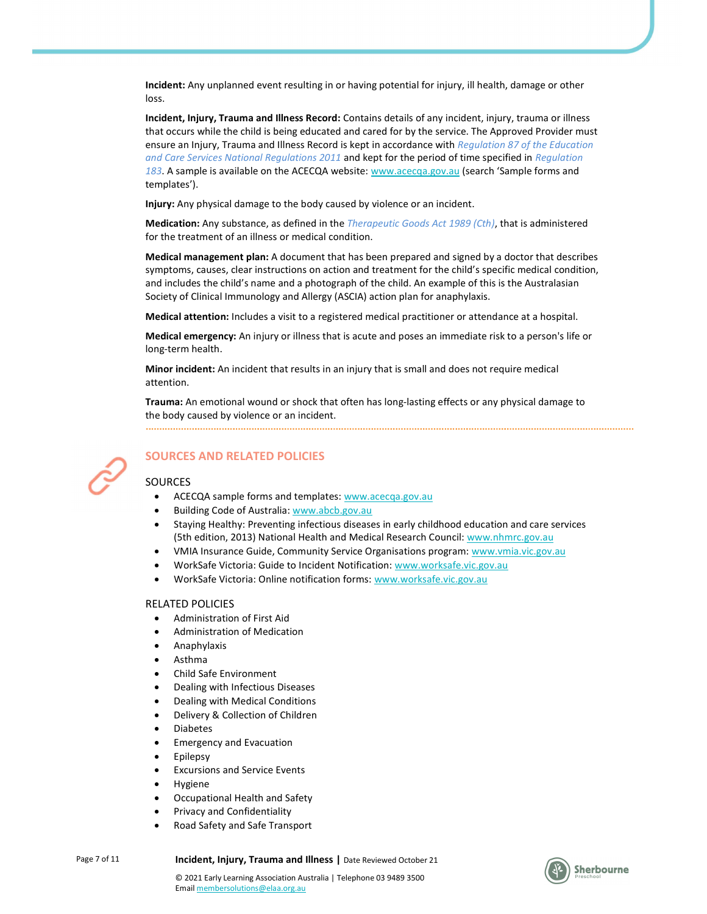**Incident:** Any unplanned event resulting in or having potential for injury, ill health, damage or other loss.

**Incident, Injury, Trauma and Illness Record:** Contains details of any incident, injury, trauma or illness that occurs while the child is being educated and cared for by the service. The Approved Provider must ensure an Injury, Trauma and Illness Record is kept in accordance with *Regulation 87 of the Education and Care Services National Regulations 2011* and kept for the period of time specified in *Regulation 183*. A sample is available on the ACECQA website: www.acecqa.gov.au (search 'Sample forms and templates').

**Injury:** Any physical damage to the body caused by violence or an incident.

**Medication:** Any substance, as defined in the *Therapeutic Goods Act 1989 (Cth)*, that is administered for the treatment of an illness or medical condition.

**Medical management plan:** A document that has been prepared and signed by a doctor that describes symptoms, causes, clear instructions on action and treatment for the child's specific medical condition, and includes the child's name and a photograph of the child. An example of this is the Australasian Society of Clinical Immunology and Allergy (ASCIA) action plan for anaphylaxis.

**Medical attention:** Includes a visit to a registered medical practitioner or attendance at a hospital.

**Medical emergency:** An injury or illness that is acute and poses an immediate risk to a person's life or long-term health.

**Minor incident:** An incident that results in an injury that is small and does not require medical attention.

**Trauma:** An emotional wound or shock that often has long-lasting effects or any physical damage to the body caused by violence or an incident.

## SOURCES AND RELATED POLICIES

### SOURCES

- ACECQA sample forms and templates: www.acecqa.gov.au
- Building Code of Australia: www.abcb.gov.au
- Staying Healthy: Preventing infectious diseases in early childhood education and care services (5th edition, 2013) National Health and Medical Research Council: www.nhmrc.gov.au
- VMIA Insurance Guide, Community Service Organisations program: www.vmia.vic.gov.au
- WorkSafe Victoria: Guide to Incident Notification: www.worksafe.vic.gov.au
- WorkSafe Victoria: Online notification forms: www.worksafe.vic.gov.au

### RELATED POLICIES

- Administration of First Aid
- Administration of Medication
- Anaphylaxis
- Asthma
- Child Safe Environment
- Dealing with Infectious Diseases
- Dealing with Medical Conditions
- Delivery & Collection of Children
- Diabetes
- Emergency and Evacuation
- Epilepsy
- Excursions and Service Events
- Hygiene
- Occupational Health and Safety
- Privacy and Confidentiality
- Road Safety and Safe Transport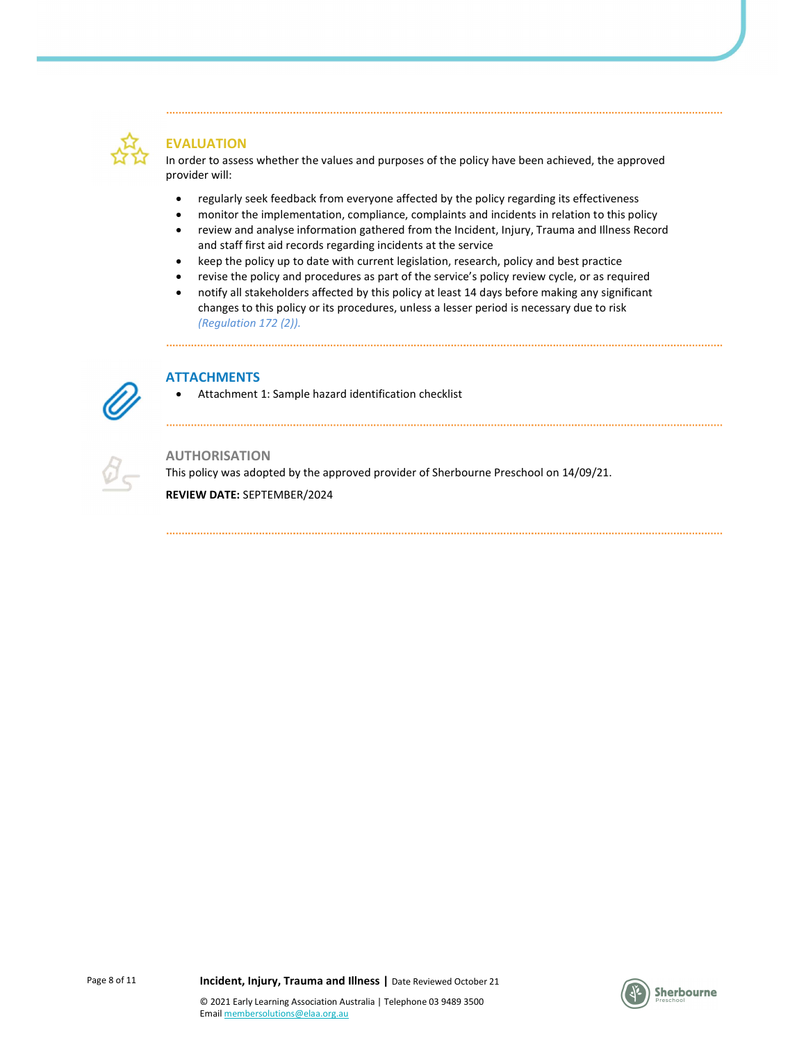## EVALUATION

In order to assess whether the values and purposes of the policy have been achieved, the approved provider will:

- regularly seek feedback from everyone affected by the policy regarding its effectiveness
- monitor the implementation, compliance, complaints and incidents in relation to this policy
- review and analyse information gathered from the Incident, Injury, Trauma and Illness Record and staff first aid records regarding incidents at the service
- keep the policy up to date with current legislation, research, policy and best practice
- revise the policy and procedures as part of the service's policy review cycle, or as required
- notify all stakeholders affected by this policy at least 14 days before making any significant changes to this policy or its procedures, unless a lesser period is necessary due to risk *(Regulation 172 (2)).*

## ATTACHMENTS

- Attachment 1: Sample hazard identification checklist

## AUTHORISATION

This policy was adopted by the approved provider of Sherbourne Preschool on 14/09/21.

**REVIEW DATE:** SEPTEMBER/2024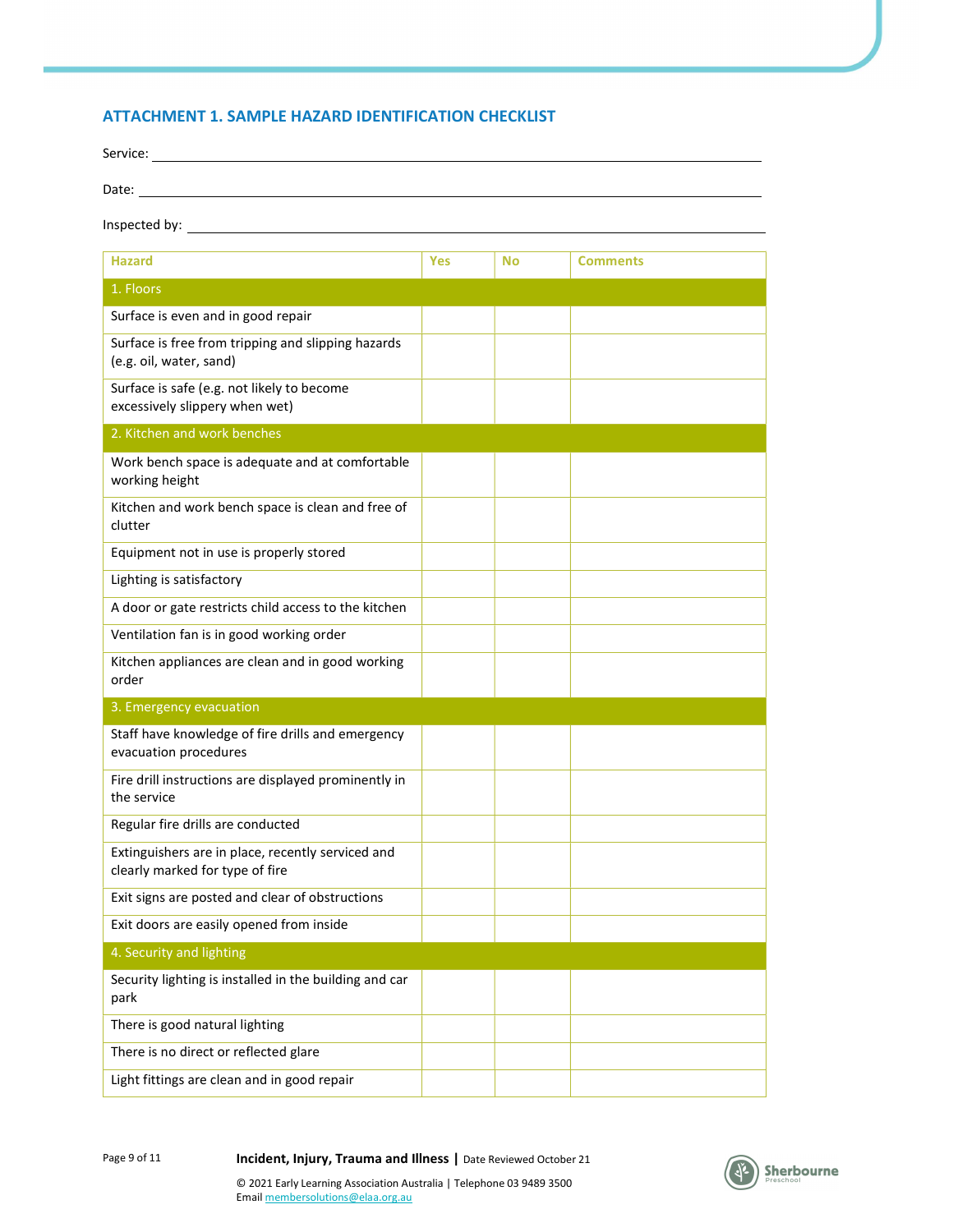## ATTACHMENT 1. SAMPLE HAZARD IDENTIFICATION CHECKLIST

Service: ____________________________________________

Date: ____________________________________________

Inspected by: ____________________________________________

| Hazard | Yes | No | Comments |
|---|---|---|---|
| 1. Floors | | | |
| Surface is even and in good repair | | | |
| Surface is free from tripping and slipping hazards (e.g. oil, water, sand) | | | |
| Surface is safe (e.g. not likely to become excessively slippery when wet) | | | |
| 2. Kitchen and work benches | | | |
| Work bench space is adequate and at comfortable working height | | | |
| Kitchen and work bench space is clean and free of clutter | | | |
| Equipment not in use is properly stored | | | |
| Lighting is satisfactory | | | |
| A door or gate restricts child access to the kitchen | | | |
| Ventilation fan is in good working order | | | |
| Kitchen appliances are clean and in good working order | | | |
| 3. Emergency evacuation | | | |
| Staff have knowledge of fire drills and emergency evacuation procedures | | | |
| Fire drill instructions are displayed prominently in the service | | | |
| Regular fire drills are conducted | | | |
| Extinguishers are in place, recently serviced and clearly marked for type of fire | | | |
| Exit signs are posted and clear of obstructions | | | |
| Exit doors are easily opened from inside | | | |
| 4. Security and lighting | | | |
| Security lighting is installed in the building and car park | | | |
| There is good natural lighting | | | |
| There is no direct or reflected glare | | | |
| Light fittings are clean and in good repair | | | |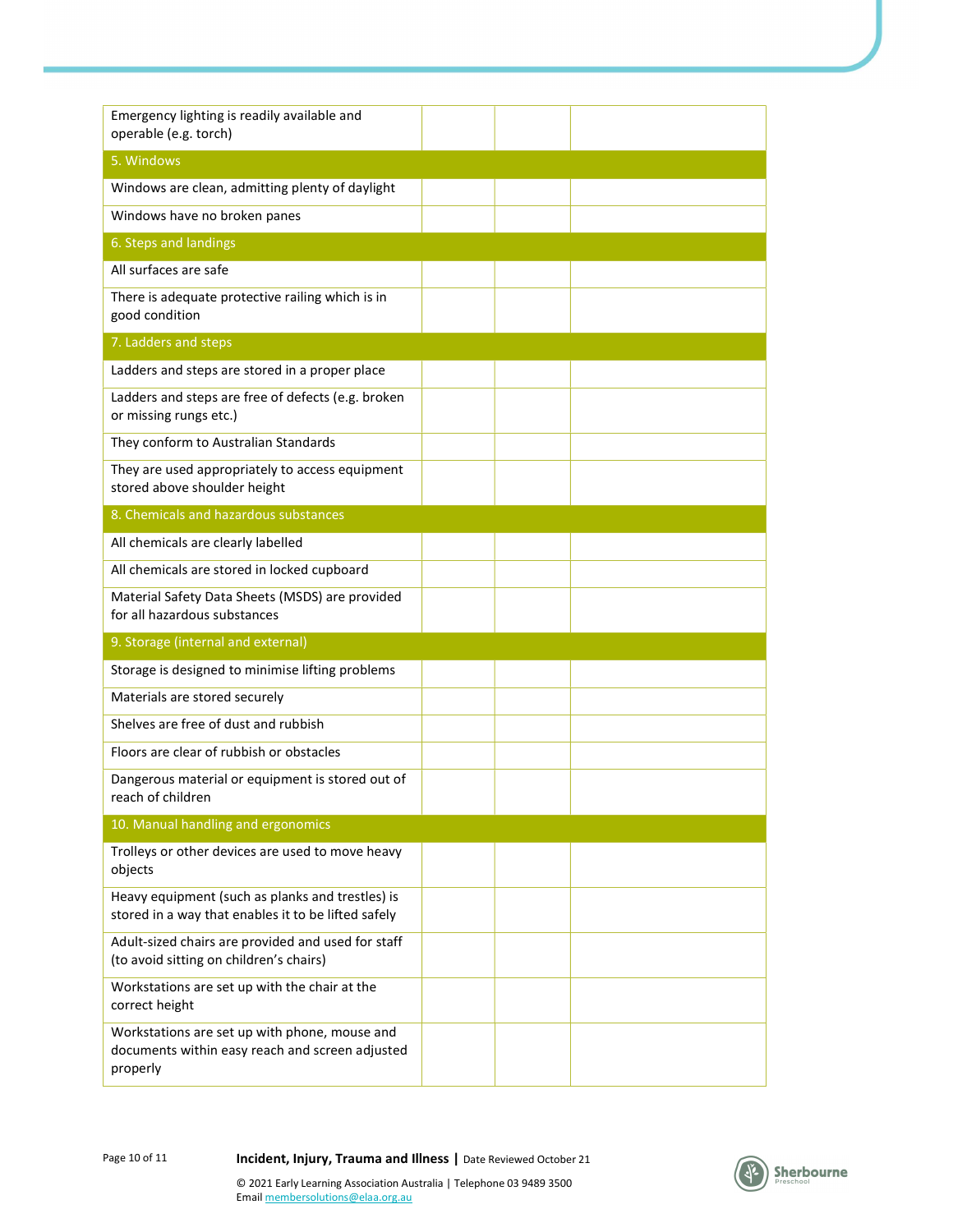| | | | |
|---|---|---|---|
| Emergency lighting is readily available and operable (e.g. torch) | | | |
| 5. Windows | | | |
| Windows are clean, admitting plenty of daylight | | | |
| Windows have no broken panes | | | |
| 6. Steps and landings | | | |
| All surfaces are safe | | | |
| There is adequate protective railing which is in good condition | | | |
| 7. Ladders and steps | | | |
| Ladders and steps are stored in a proper place | | | |
| Ladders and steps are free of defects (e.g. broken or missing rungs etc.) | | | |
| They conform to Australian Standards | | | |
| They are used appropriately to access equipment stored above shoulder height | | | |
| 8. Chemicals and hazardous substances | | | |
| All chemicals are clearly labelled | | | |
| All chemicals are stored in locked cupboard | | | |
| Material Safety Data Sheets (MSDS) are provided for all hazardous substances | | | |
| 9. Storage (internal and external) | | | |
| Storage is designed to minimise lifting problems | | | |
| Materials are stored securely | | | |
| Shelves are free of dust and rubbish | | | |
| Floors are clear of rubbish or obstacles | | | |
| Dangerous material or equipment is stored out of reach of children | | | |
| 10. Manual handling and ergonomics | | | |
| Trolleys or other devices are used to move heavy objects | | | |
| Heavy equipment (such as planks and trestles) is stored in a way that enables it to be lifted safely | | | |
| Adult-sized chairs are provided and used for staff (to avoid sitting on children's chairs) | | | |
| Workstations are set up with the chair at the correct height | | | |
| Workstations are set up with phone, mouse and documents within easy reach and screen adjusted properly | | | |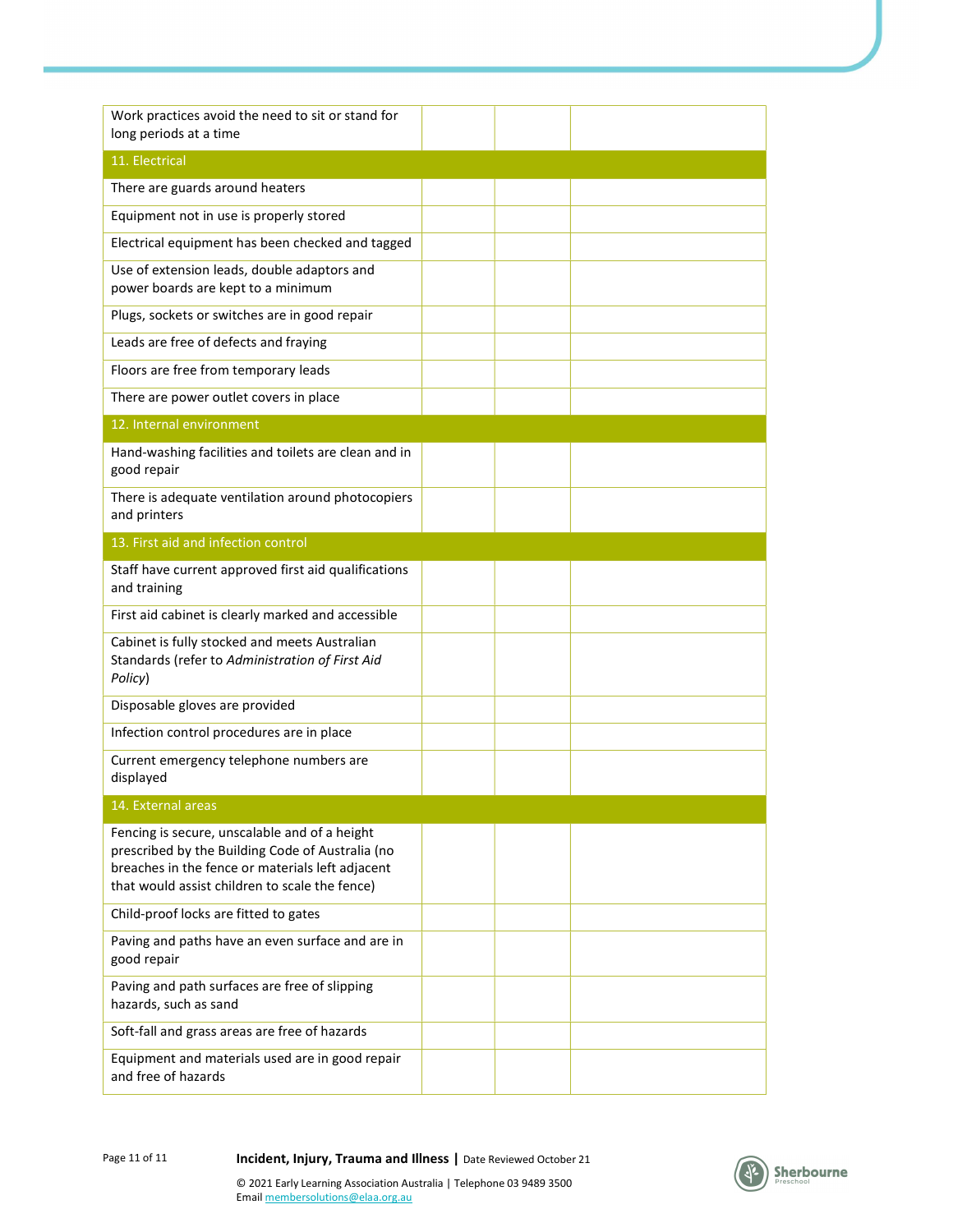| | | | |
|---|---|---|---|
| Work practices avoid the need to sit or stand for long periods at a time | | | |
| **11. Electrical** | | | |
| There are guards around heaters | | | |
| Equipment not in use is properly stored | | | |
| Electrical equipment has been checked and tagged | | | |
| Use of extension leads, double adaptors and power boards are kept to a minimum | | | |
| Plugs, sockets or switches are in good repair | | | |
| Leads are free of defects and fraying | | | |
| Floors are free from temporary leads | | | |
| There are power outlet covers in place | | | |
| **12. Internal environment** | | | |
| Hand-washing facilities and toilets are clean and in good repair | | | |
| There is adequate ventilation around photocopiers and printers | | | |
| **13. First aid and infection control** | | | |
| Staff have current approved first aid qualifications and training | | | |
| First aid cabinet is clearly marked and accessible | | | |
| Cabinet is fully stocked and meets Australian Standards (refer to *Administration of First Aid Policy*) | | | |
| Disposable gloves are provided | | | |
| Infection control procedures are in place | | | |
| Current emergency telephone numbers are displayed | | | |
| **14. External areas** | | | |
| Fencing is secure, unscalable and of a height prescribed by the Building Code of Australia (no breaches in the fence or materials left adjacent that would assist children to scale the fence) | | | |
| Child-proof locks are fitted to gates | | | |
| Paving and paths have an even surface and are in good repair | | | |
| Paving and path surfaces are free of slipping hazards, such as sand | | | |
| Soft-fall and grass areas are free of hazards | | | |
| Equipment and materials used are in good repair and free of hazards | | | |